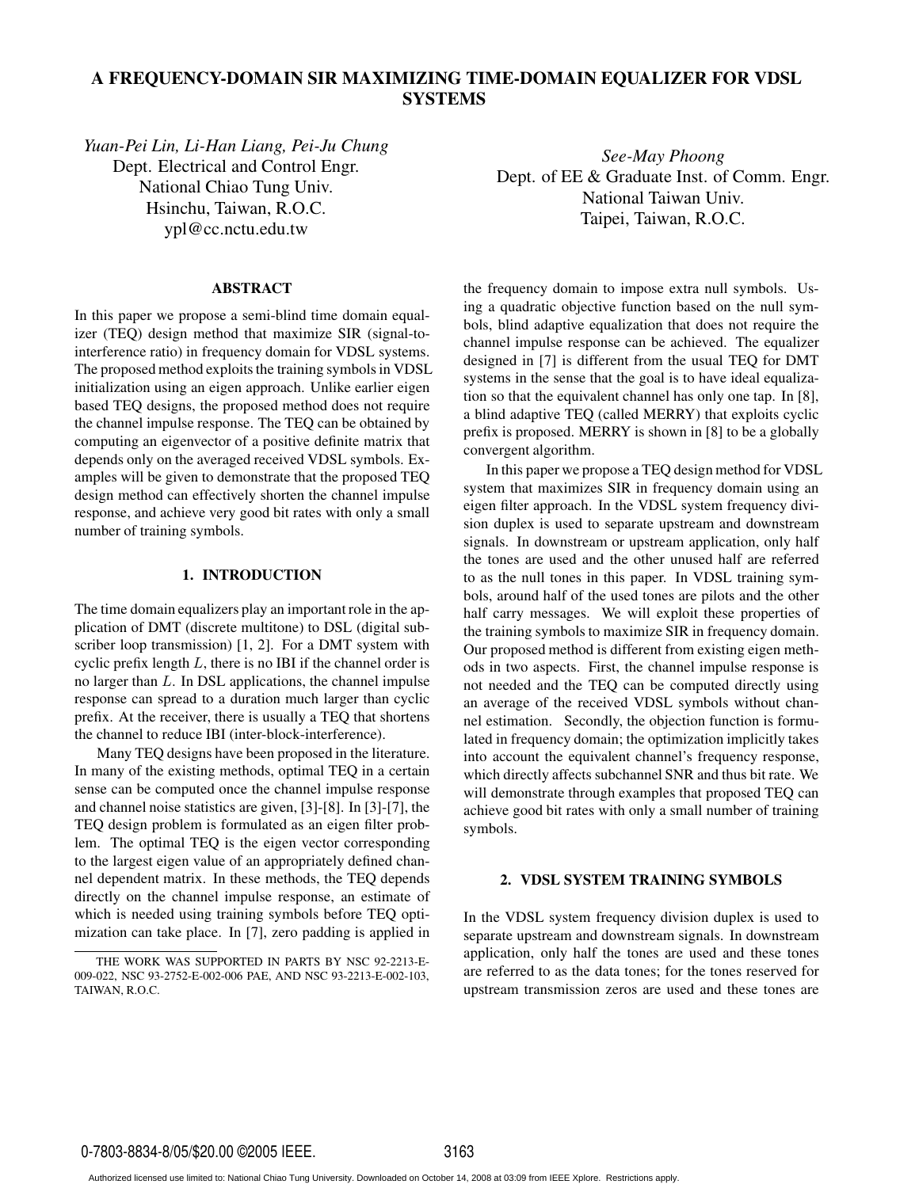# A FREQUENCY-DOMAIN SIR MAXIMIZING TIME-DOMAIN EQUALIZER FOR VDSL SYSTEMS

*Yuan-Pei Lin, Li-Han Liang, Pei-Ju Chung*
Dept. Electrical and Control Engr.
National Chiao Tung Univ.
Hsinchu, Taiwan, R.O.C.
ypl@cc.nctu.edu.tw

*See-May Phoong*
Dept. of EE & Graduate Inst. of Comm. Engr.
National Taiwan Univ.
Taipei, Taiwan, R.O.C.

## ABSTRACT

In this paper we propose a semi-blind time domain equalizer (TEQ) design method that maximize SIR (signal-to-interference ratio) in frequency domain for VDSL systems. The proposed method exploits the training symbols in VDSL initialization using an eigen approach. Unlike earlier eigen based TEQ designs, the proposed method does not require the channel impulse response. The TEQ can be obtained by computing an eigenvector of a positive definite matrix that depends only on the averaged received VDSL symbols. Examples will be given to demonstrate that the proposed TEQ design method can effectively shorten the channel impulse response, and achieve very good bit rates with only a small number of training symbols.

## 1. INTRODUCTION

The time domain equalizers play an important role in the application of DMT (discrete multitone) to DSL (digital subscriber loop transmission) [1, 2]. For a DMT system with cyclic prefix length $L$, there is no IBI if the channel order is no larger than $L$. In DSL applications, the channel impulse response can spread to a duration much larger than cyclic prefix. At the receiver, there is usually a TEQ that shortens the channel to reduce IBI (inter-block-interference).

Many TEQ designs have been proposed in the literature. In many of the existing methods, optimal TEQ in a certain sense can be computed once the channel impulse response and channel noise statistics are given, [3]-[8]. In [3]-[7], the TEQ design problem is formulated as an eigen filter problem. The optimal TEQ is the eigen vector corresponding to the largest eigen value of an appropriately defined channel dependent matrix. In these methods, the TEQ depends directly on the channel impulse response, an estimate of which is needed using training symbols before TEQ optimization can take place. In [7], zero padding is applied in the frequency domain to impose extra null symbols. Using a quadratic objective function based on the null symbols, blind adaptive equalization that does not require the channel impulse response can be achieved. The equalizer designed in [7] is different from the usual TEQ for DMT systems in the sense that the goal is to have ideal equalization so that the equivalent channel has only one tap. In [8], a blind adaptive TEQ (called MERRY) that exploits cyclic prefix is proposed. MERRY is shown in [8] to be a globally convergent algorithm.

In this paper we propose a TEQ design method for VDSL system that maximizes SIR in frequency domain using an eigen filter approach. In the VDSL system frequency division duplex is used to separate upstream and downstream signals. In downstream or upstream application, only half the tones are used and the other unused half are referred to as the null tones in this paper. In VDSL training symbols, around half of the used tones are pilots and the other half carry messages. We will exploit these properties of the training symbols to maximize SIR in frequency domain. Our proposed method is different from existing eigen methods in two aspects. First, the channel impulse response is not needed and the TEQ can be computed directly using an average of the received VDSL symbols without channel estimation. Secondly, the objection function is formulated in frequency domain; the optimization implicitly takes into account the equivalent channel's frequency response, which directly affects subchannel SNR and thus bit rate. We will demonstrate through examples that proposed TEQ can achieve good bit rates with only a small number of training symbols.

## 2. VDSL SYSTEM TRAINING SYMBOLS

In the VDSL system frequency division duplex is used to separate upstream and downstream signals. In downstream application, only half the tones are used and these tones are referred to as the data tones; for the tones reserved for upstream transmission zeros are used and these tones are

THE WORK WAS SUPPORTED IN PARTS BY NSC 92-2213-E-009-022, NSC 93-2752-E-002-006 PAE, AND NSC 93-2213-E-002-103, TAIWAN, R.O.C.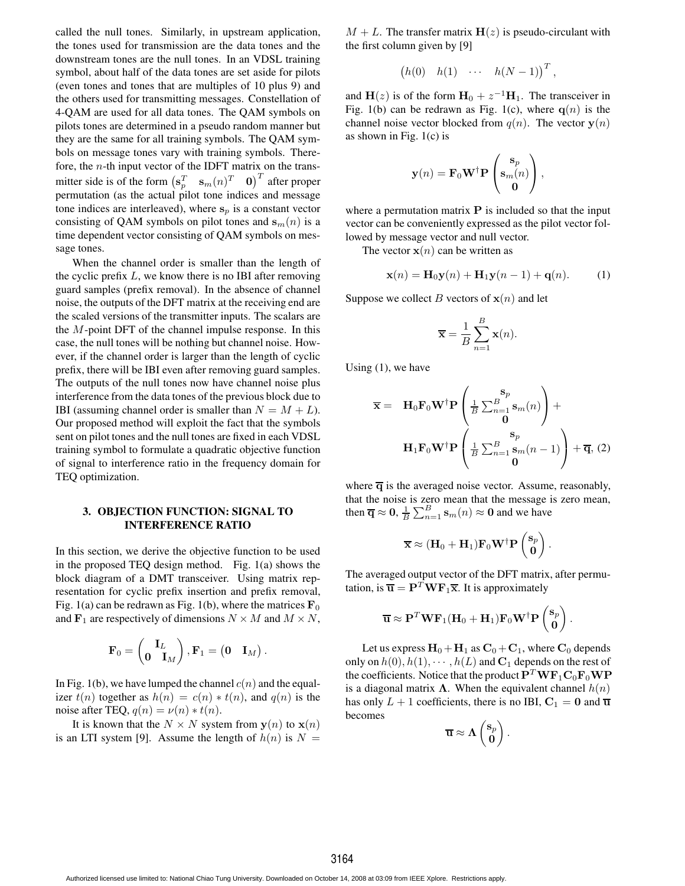called the null tones. Similarly, in upstream application, the tones used for transmission are the data tones and the downstream tones are the null tones. In an VDSL training symbol, about half of the data tones are set aside for pilots (even tones and tones that are multiples of 10 plus 9) and the others used for transmitting messages. Constellation of 4-QAM are used for all data tones. The QAM symbols on pilots tones are determined in a pseudo random manner but they are the same for all training symbols. The QAM symbols on message tones vary with training symbols. Therefore, the $n$-th input vector of the IDFT matrix on the transmitter side is of the form $\begin{pmatrix} \mathbf{s}_p^T & \mathbf{s}_m(n)^T & \mathbf{0} \end{pmatrix}^T$ after proper permutation (as the actual pilot tone indices and message tone indices are interleaved), where $\mathbf{s}_p$ is a constant vector consisting of QAM symbols on pilot tones and $\mathbf{s}_m(n)$ is a time dependent vector consisting of QAM symbols on message tones.

When the channel order is smaller than the length of the cyclic prefix $L$, we know there is no IBI after removing guard samples (prefix removal). In the absence of channel noise, the outputs of the DFT matrix at the receiving end are the scaled versions of the transmitter inputs. The scalars are the $M$-point DFT of the channel impulse response. In this case, the null tones will be nothing but channel noise. However, if the channel order is larger than the length of cyclic prefix, there will be IBI even after removing guard samples. The outputs of the null tones now have channel noise plus interference from the data tones of the previous block due to IBI (assuming channel order is smaller than $N = M + L$). Our proposed method will exploit the fact that the symbols sent on pilot tones and the null tones are fixed in each VDSL training symbol to formulate a quadratic objective function of signal to interference ratio in the frequency domain for TEQ optimization.

## 3. OBJECTION FUNCTION: SIGNAL TO INTERFERENCE RATIO

In this section, we derive the objective function to be used in the proposed TEQ design method. Fig. 1(a) shows the block diagram of a DMT transceiver. Using matrix representation for cyclic prefix insertion and prefix removal, Fig. 1(a) can be redrawn as Fig. 1(b), where the matrices $\mathbf{F}_0$ and $\mathbf{F}_1$ are respectively of dimensions $N \times M$ and $M \times N$,

$$\mathbf{F}_0 = \begin{pmatrix} & \mathbf{I}_L \\ \mathbf{0} & \mathbf{I}_M \end{pmatrix}, \mathbf{F}_1 = \begin{pmatrix} \mathbf{0} & \mathbf{I}_M \end{pmatrix}.$$

In Fig. 1(b), we have lumped the channel $c(n)$ and the equalizer $t(n)$ together as $h(n) = c(n) * t(n)$, and $q(n)$ is the noise after TEQ, $q(n) = \nu(n) * t(n)$.

It is known that the $N \times N$ system from $\mathbf{y}(n)$ to $\mathbf{x}(n)$ is an LTI system [9]. Assume the length of $h(n)$ is $N = M + L$. The transfer matrix $\mathbf{H}(z)$ is pseudo-circulant with the first column given by [9]

$$\begin{pmatrix} h(0) & h(1) & \cdots & h(N-1) \end{pmatrix}^T,$$

and $\mathbf{H}(z)$ is of the form $\mathbf{H}_0 + z^{-1}\mathbf{H}_1$. The transceiver in Fig. 1(b) can be redrawn as Fig. 1(c), where $\mathbf{q}(n)$ is the channel noise vector blocked from $q(n)$. The vector $\mathbf{y}(n)$ as shown in Fig. 1(c) is

$$\mathbf{y}(n) = \mathbf{F}_0 \mathbf{W}^\dagger \mathbf{P} \begin{pmatrix} \mathbf{s}_p \\ \mathbf{s}_m(n) \\ \mathbf{0} \end{pmatrix},$$

where a permutation matrix $\mathbf{P}$ is included so that the input vector can be conveniently expressed as the pilot vector followed by message vector and null vector.

The vector $\mathbf{x}(n)$ can be written as

$$\mathbf{x}(n) = \mathbf{H}_0 \mathbf{y}(n) + \mathbf{H}_1 \mathbf{y}(n-1) + \mathbf{q}(n). \tag{1}$$

Suppose we collect $B$ vectors of $\mathbf{x}(n)$ and let

$$\overline{\mathbf{x}} = \frac{1}{B} \sum_{n=1}^{B} \mathbf{x}(n).$$

Using (1), we have

$$\begin{aligned} \overline{\mathbf{x}} = \ & \mathbf{H}_0 \mathbf{F}_0 \mathbf{W}^\dagger \mathbf{P} \begin{pmatrix} \mathbf{s}_p \\ \frac{1}{B}\sum_{n=1}^{B} \mathbf{s}_m(n) \\ \mathbf{0} \end{pmatrix} + \\ & \mathbf{H}_1 \mathbf{F}_0 \mathbf{W}^\dagger \mathbf{P} \begin{pmatrix} \mathbf{s}_p \\ \frac{1}{B}\sum_{n=1}^{B} \mathbf{s}_m(n-1) \\ \mathbf{0} \end{pmatrix} + \overline{\mathbf{q}}, \end{aligned} \tag{2}$$

where $\overline{\mathbf{q}}$ is the averaged noise vector. Assume, reasonably, that the noise is zero mean that the message is zero mean, then $\overline{\mathbf{q}} \approx \mathbf{0}$, $\frac{1}{B}\sum_{n=1}^{B} \mathbf{s}_m(n) \approx \mathbf{0}$ and we have

$$\overline{\mathbf{x}} \approx (\mathbf{H}_0 + \mathbf{H}_1) \mathbf{F}_0 \mathbf{W}^\dagger \mathbf{P} \begin{pmatrix} \mathbf{s}_p \\ \mathbf{0} \end{pmatrix}.$$

The averaged output vector of the DFT matrix, after permutation, is $\overline{\mathbf{u}} = \mathbf{P}^T \mathbf{W} \mathbf{F}_1 \overline{\mathbf{x}}$. It is approximately

$$\overline{\mathbf{u}} \approx \mathbf{P}^T \mathbf{W} \mathbf{F}_1 (\mathbf{H}_0 + \mathbf{H}_1) \mathbf{F}_0 \mathbf{W}^\dagger \mathbf{P} \begin{pmatrix} \mathbf{s}_p \\ \mathbf{0} \end{pmatrix}.$$

Let us express $\mathbf{H}_0 + \mathbf{H}_1$ as $\mathbf{C}_0 + \mathbf{C}_1$, where $\mathbf{C}_0$ depends only on $h(0), h(1), \cdots, h(L)$ and $\mathbf{C}_1$ depends on the rest of the coefficients. Notice that the product $\mathbf{P}^T \mathbf{W} \mathbf{F}_1 \mathbf{C}_0 \mathbf{F}_0 \mathbf{W} \mathbf{P}$ is a diagonal matrix $\mathbf{\Lambda}$. When the equivalent channel $h(n)$ has only $L + 1$ coefficients, there is no IBI, $\mathbf{C}_1 = \mathbf{0}$ and $\overline{\mathbf{u}}$ becomes

$$\overline{\mathbf{u}} \approx \mathbf{\Lambda} \begin{pmatrix} \mathbf{s}_p \\ \mathbf{0} \end{pmatrix}.$$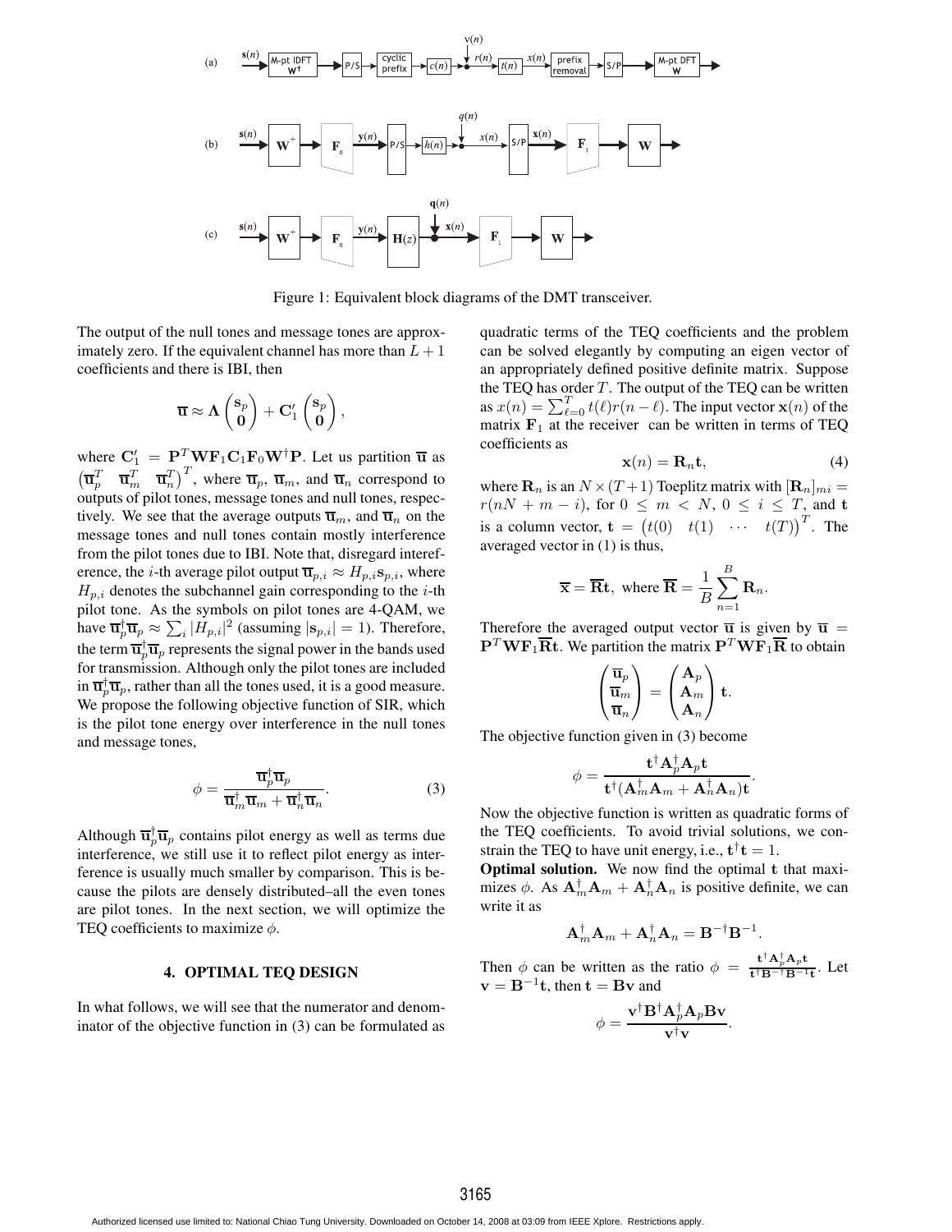Figure 1: Equivalent block diagrams of the DMT transceiver.

The output of the null tones and message tones are approximately zero. If the equivalent channel has more than $L+1$ coefficients and there is IBI, then

$$\overline{\mathbf{u}} \approx \mathbf{\Lambda} \begin{pmatrix} \mathbf{s}_p \\ \mathbf{0} \end{pmatrix} + \mathbf{C}_1' \begin{pmatrix} \mathbf{s}_p \\ \mathbf{0} \end{pmatrix},$$

where $\mathbf{C}_1' = \mathbf{P}^T \mathbf{W} \mathbf{F}_1 \mathbf{C}_1 \mathbf{F}_0 \mathbf{W}^\dagger \mathbf{P}$. Let us partition $\overline{\mathbf{u}}$ as $\begin{pmatrix} \overline{\mathbf{u}}_p^T & \overline{\mathbf{u}}_m^T & \overline{\mathbf{u}}_n^T \end{pmatrix}^T$, where $\overline{\mathbf{u}}_p$, $\overline{\mathbf{u}}_m$, and $\overline{\mathbf{u}}_n$ correspond to outputs of pilot tones, message tones and null tones, respectively. We see that the average outputs $\overline{\mathbf{u}}_m$, and $\overline{\mathbf{u}}_n$ on the message tones and null tones contain mostly interference from the pilot tones due to IBI. Note that, disregard intereference, the $i$-th average pilot output $\overline{\mathbf{u}}_{p,i} \approx H_{p,i} \mathbf{s}_{p,i}$, where $H_{p,i}$ denotes the subchannel gain corresponding to the $i$-th pilot tone. As the symbols on pilot tones are 4-QAM, we have $\overline{\mathbf{u}}_p^\dagger \overline{\mathbf{u}}_p \approx \sum_i |H_{p,i}|^2$ (assuming $|\mathbf{s}_{p,i}| = 1$). Therefore, the term $\overline{\mathbf{u}}_p^\dagger \overline{\mathbf{u}}_p$ represents the signal power in the bands used for transmission. Although only the pilot tones are included in $\overline{\mathbf{u}}_p^\dagger \overline{\mathbf{u}}_p$, rather than all the tones used, it is a good measure. We propose the following objective function of SIR, which is the pilot tone energy over interference in the null tones and message tones,

$$\phi = \frac{\overline{\mathbf{u}}_p^\dagger \overline{\mathbf{u}}_p}{\overline{\mathbf{u}}_m^\dagger \overline{\mathbf{u}}_m + \overline{\mathbf{u}}_n^\dagger \overline{\mathbf{u}}_n}. \tag{3}$$

Although $\overline{\mathbf{u}}_p^\dagger \overline{\mathbf{u}}_p$ contains pilot energy as well as terms due interference, we still use it to reflect pilot energy as interference is usually much smaller by comparison. This is because the pilots are densely distributed–all the even tones are pilot tones. In the next section, we will optimize the TEQ coefficients to maximize $\phi$.

## 4. OPTIMAL TEQ DESIGN

In what follows, we will see that the numerator and denominator of the objective function in (3) can be formulated as quadratic terms of the TEQ coefficients and the problem can be solved elegantly by computing an eigen vector of an appropriately defined positive definite matrix. Suppose the TEQ has order $T$. The output of the TEQ can be written as $x(n) = \sum_{\ell=0}^{T} t(\ell) r(n-\ell)$. The input vector $\mathbf{x}(n)$ of the matrix $\mathbf{F}_1$ at the receiver can be written in terms of TEQ coefficients as

$$\mathbf{x}(n) = \mathbf{R}_n \mathbf{t}, \tag{4}$$

where $\mathbf{R}_n$ is an $N \times (T+1)$ Toeplitz matrix with $[\mathbf{R}_n]_{mi} = r(nN + m - i)$, for $0 \le m < N$, $0 \le i \le T$, and $\mathbf{t}$ is a column vector, $\mathbf{t} = \begin{pmatrix} t(0) & t(1) & \cdots & t(T) \end{pmatrix}^T$. The averaged vector in (1) is thus,

$$\overline{\mathbf{x}} = \overline{\mathbf{R}} \mathbf{t}, \text{ where } \overline{\mathbf{R}} = \frac{1}{B} \sum_{n=1}^{B} \mathbf{R}_n.$$

Therefore the averaged output vector $\overline{\mathbf{u}}$ is given by $\overline{\mathbf{u}} = \mathbf{P}^T \mathbf{W} \mathbf{F}_1 \overline{\mathbf{R}} \mathbf{t}$. We partition the matrix $\mathbf{P}^T \mathbf{W} \mathbf{F}_1 \overline{\mathbf{R}}$ to obtain

$$\begin{pmatrix} \overline{\mathbf{u}}_p \\ \overline{\mathbf{u}}_m \\ \overline{\mathbf{u}}_n \end{pmatrix} = \begin{pmatrix} \mathbf{A}_p \\ \mathbf{A}_m \\ \mathbf{A}_n \end{pmatrix} \mathbf{t}.$$

The objective function given in (3) become

$$\phi = \frac{\mathbf{t}^\dagger \mathbf{A}_p^\dagger \mathbf{A}_p \mathbf{t}}{\mathbf{t}^\dagger (\mathbf{A}_m^\dagger \mathbf{A}_m + \mathbf{A}_n^\dagger \mathbf{A}_n) \mathbf{t}}.$$

Now the objective function is written as quadratic forms of the TEQ coefficients. To avoid trivial solutions, we constrain the TEQ to have unit energy, i.e., $\mathbf{t}^\dagger \mathbf{t} = 1$.

**Optimal solution.** We now find the optimal $\mathbf{t}$ that maximizes $\phi$. As $\mathbf{A}_m^\dagger \mathbf{A}_m + \mathbf{A}_n^\dagger \mathbf{A}_n$ is positive definite, we can write it as

$$\mathbf{A}_m^\dagger \mathbf{A}_m + \mathbf{A}_n^\dagger \mathbf{A}_n = \mathbf{B}^{-\dagger} \mathbf{B}^{-1}.$$

Then $\phi$ can be written as the ratio $\phi = \frac{\mathbf{t}^\dagger \mathbf{A}_p^\dagger \mathbf{A}_p \mathbf{t}}{\mathbf{t}^\dagger \mathbf{B}^{-\dagger} \mathbf{B}^{-1} \mathbf{t}}$. Let $\mathbf{v} = \mathbf{B}^{-1} \mathbf{t}$, then $\mathbf{t} = \mathbf{B} \mathbf{v}$ and

$$\phi = \frac{\mathbf{v}^\dagger \mathbf{B}^\dagger \mathbf{A}_p^\dagger \mathbf{A}_p \mathbf{B} \mathbf{v}}{\mathbf{v}^\dagger \mathbf{v}}.$$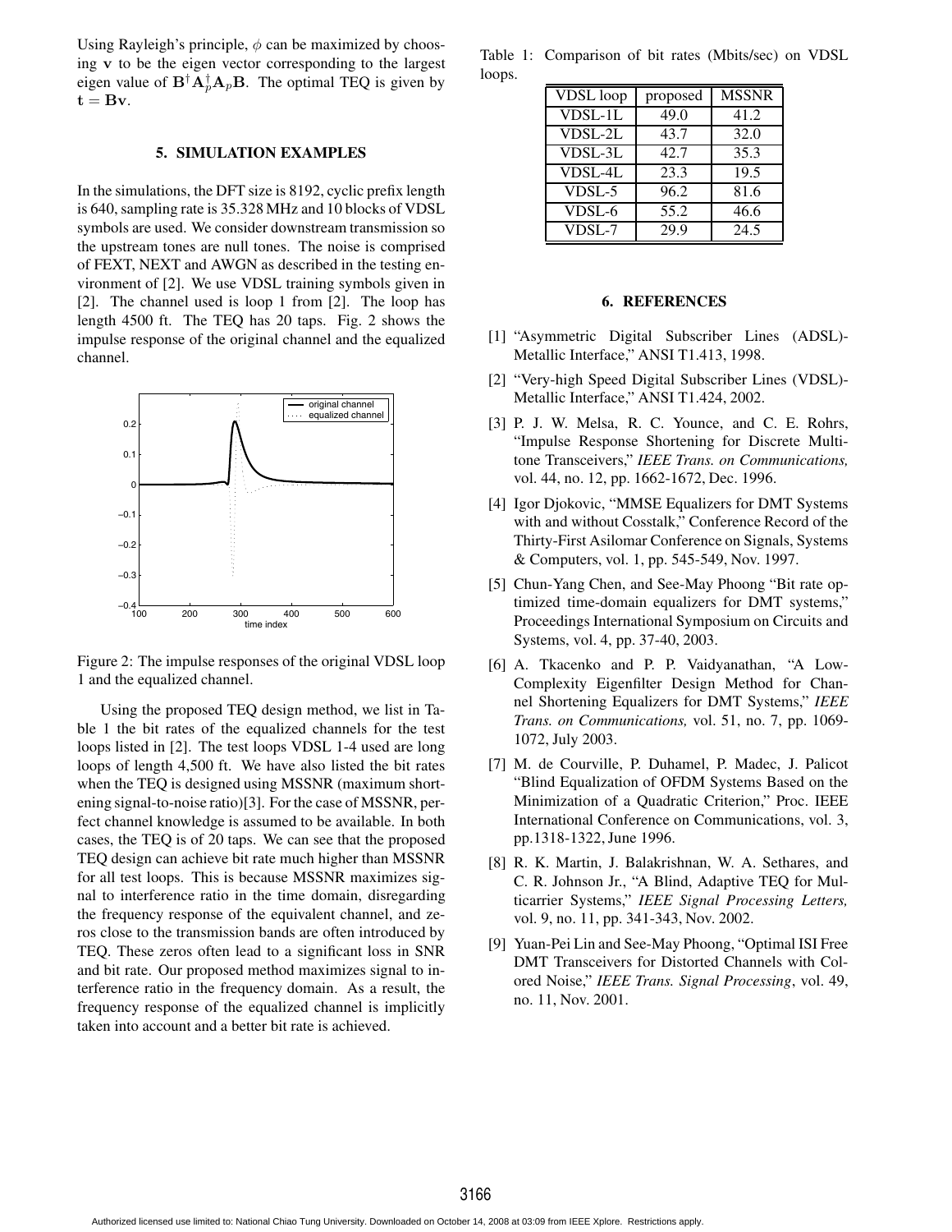Using Rayleigh's principle, $\phi$ can be maximized by choosing $\mathbf{v}$ to be the eigen vector corresponding to the largest eigen value of $\mathbf{B}^\dagger \mathbf{A}_p^\dagger \mathbf{A}_p \mathbf{B}$. The optimal TEQ is given by $\mathbf{t} = \mathbf{B}\mathbf{v}$.

## 5. SIMULATION EXAMPLES

In the simulations, the DFT size is 8192, cyclic prefix length is 640, sampling rate is 35.328 MHz and 10 blocks of VDSL symbols are used. We consider downstream transmission so the upstream tones are null tones. The noise is comprised of FEXT, NEXT and AWGN as described in the testing environment of [2]. We use VDSL training symbols given in [2]. The channel used is loop 1 from [2]. The loop has length 4500 ft. The TEQ has 20 taps. Fig. 2 shows the impulse response of the original channel and the equalized channel.

original channel
equalized channel
0.2
0.1
0
−0.1
−0.2
−0.3
−0.4
100
200
300
400
500
600
time index

Figure 2: The impulse responses of the original VDSL loop 1 and the equalized channel.

Using the proposed TEQ design method, we list in Table 1 the bit rates of the equalized channels for the test loops listed in [2]. The test loops VDSL 1-4 used are long loops of length 4,500 ft. We have also listed the bit rates when the TEQ is designed using MSSNR (maximum shortening signal-to-noise ratio)[3]. For the case of MSSNR, perfect channel knowledge is assumed to be available. In both cases, the TEQ is of 20 taps. We can see that the proposed TEQ design can achieve bit rate much higher than MSSNR for all test loops. This is because MSSNR maximizes signal to interference ratio in the time domain, disregarding the frequency response of the equivalent channel, and zeros close to the transmission bands are often introduced by TEQ. These zeros often lead to a significant loss in SNR and bit rate. Our proposed method maximizes signal to interference ratio in the frequency domain. As a result, the frequency response of the equalized channel is implicitly taken into account and a better bit rate is achieved.

Table 1: Comparison of bit rates (Mbits/sec) on VDSL loops.

| VDSL loop | proposed | MSSNR |
|---|---|---|
| VDSL-1L | 49.0 | 41.2 |
| VDSL-2L | 43.7 | 32.0 |
| VDSL-3L | 42.7 | 35.3 |
| VDSL-4L | 23.3 | 19.5 |
| VDSL-5 | 96.2 | 81.6 |
| VDSL-6 | 55.2 | 46.6 |
| VDSL-7 | 29.9 | 24.5 |

## 6. REFERENCES

[1] "Asymmetric Digital Subscriber Lines (ADSL)-Metallic Interface," ANSI T1.413, 1998.

[2] "Very-high Speed Digital Subscriber Lines (VDSL)-Metallic Interface," ANSI T1.424, 2002.

[3] P. J. W. Melsa, R. C. Younce, and C. E. Rohrs, "Impulse Response Shortening for Discrete Multitone Transceivers," *IEEE Trans. on Communications,* vol. 44, no. 12, pp. 1662-1672, Dec. 1996.

[4] Igor Djokovic, "MMSE Equalizers for DMT Systems with and without Cosstalk," Conference Record of the Thirty-First Asilomar Conference on Signals, Systems & Computers, vol. 1, pp. 545-549, Nov. 1997.

[5] Chun-Yang Chen, and See-May Phoong "Bit rate optimized time-domain equalizers for DMT systems," Proceedings International Symposium on Circuits and Systems, vol. 4, pp. 37-40, 2003.

[6] A. Tkacenko and P. P. Vaidyanathan, "A Low-Complexity Eigenfilter Design Method for Channel Shortening Equalizers for DMT Systems," *IEEE Trans. on Communications,* vol. 51, no. 7, pp. 1069-1072, July 2003.

[7] M. de Courville, P. Duhamel, P. Madec, J. Palicot "Blind Equalization of OFDM Systems Based on the Minimization of a Quadratic Criterion," Proc. IEEE International Conference on Communications, vol. 3, pp.1318-1322, June 1996.

[8] R. K. Martin, J. Balakrishnan, W. A. Sethares, and C. R. Johnson Jr., "A Blind, Adaptive TEQ for Multicarrier Systems," *IEEE Signal Processing Letters,* vol. 9, no. 11, pp. 341-343, Nov. 2002.

[9] Yuan-Pei Lin and See-May Phoong, "Optimal ISI Free DMT Transceivers for Distorted Channels with Colored Noise," *IEEE Trans. Signal Processing*, vol. 49, no. 11, Nov. 2001.